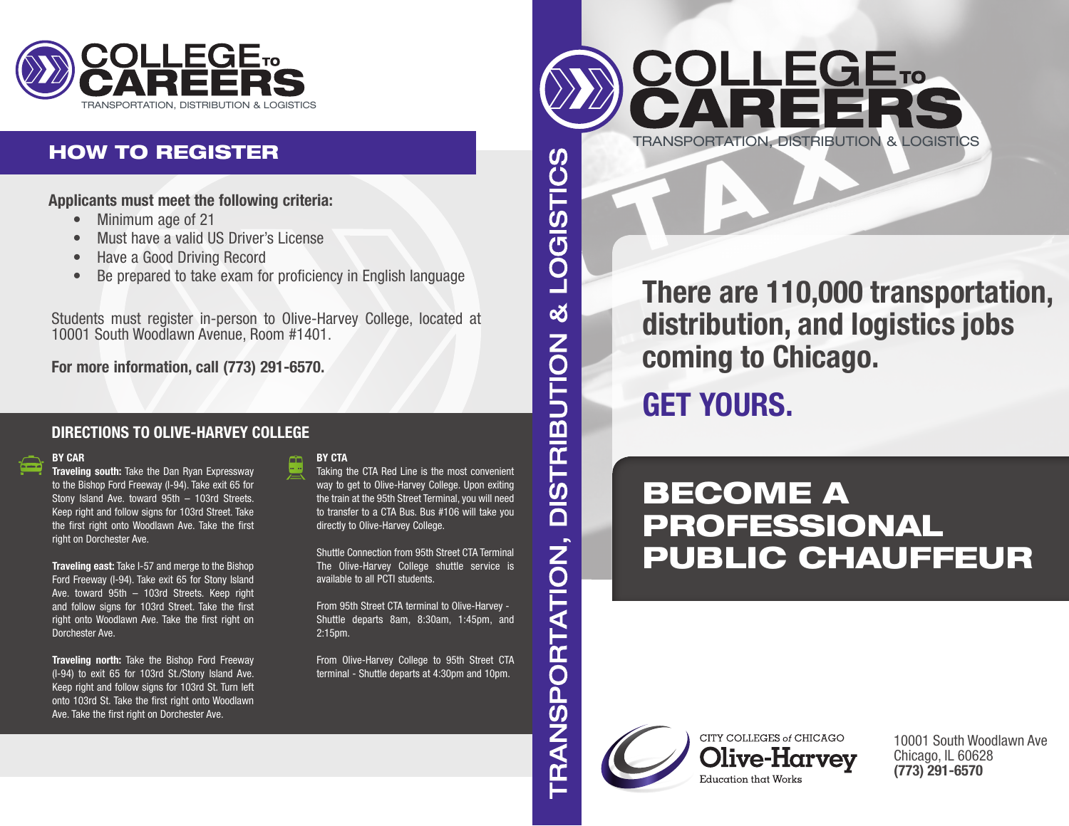# COLLEGE TO CAREERS

TRANSPORTATION, DISTRIBUTION & LOGISTICS

## HOW TO REGISTER

**Applicants must meet the following criteria:**

- Minimum age of 21
- Must have a valid US Driver's License
- Have a Good Driving Record
- Be prepared to take exam for proficiency in English language

Students must register in-person to Olive-Harvey College, located at 10001 South Woodlawn Avenue, Room #1401.

**For more information, call (773) 291-6570.**

## DIRECTIONS TO OLIVE-HARVEY COLLEGE

### BY CAR

**Traveling south:** Take the Dan Ryan Expressway to the Bishop Ford Freeway (I-94). Take exit 65 for Stony Island Ave. toward 95th – 103rd Streets. Keep right and follow signs for 103rd Street. Take the first right onto Woodlawn Ave. Take the first right on Dorchester Ave.

**Traveling east:** Take I-57 and merge to the Bishop Ford Freeway (I-94). Take exit 65 for Stony Island Ave. toward 95th – 103rd Streets. Keep right and follow signs for 103rd Street. Take the first right onto Woodlawn Ave. Take the first right on Dorchester Ave.

**Traveling north:** Take the Bishop Ford Freeway (I-94) to exit 65 for 103rd St./Stony Island Ave. Keep right and follow signs for 103rd St. Turn left onto 103rd St. Take the first right onto Woodlawn Ave. Take the first right on Dorchester Ave.

### BY CTA

Taking the CTA Red Line is the most convenient way to get to Olive-Harvey College. Upon exiting the train at the 95th Street Terminal, you will need to transfer to a CTA Bus. Bus #106 will take you directly to Olive-Harvey College.

Shuttle Connection from 95th Street CTA Terminal
The Olive-Harvey College shuttle service is available to all PCTI students.

From 95th Street CTA terminal to Olive-Harvey - Shuttle departs 8am, 8:30am, 1:45pm, and 2:15pm.

From Olive-Harvey College to 95th Street CTA terminal - Shuttle departs at 4:30pm and 10pm.

TRANSPORTATION, DISTRIBUTION & LOGISTICS

# COLLEGE TO CAREERS

TRANSPORTATION, DISTRIBUTION & LOGISTICS

**There are 110,000 transportation, distribution, and logistics jobs coming to Chicago.**

**GET YOURS.**

## BECOME A PROFESSIONAL PUBLIC CHAUFFEUR

CITY COLLEGES *of* CHICAGO
Olive-Harvey
Education that Works

10001 South Woodlawn Ave
Chicago, IL 60628
**(773) 291-6570**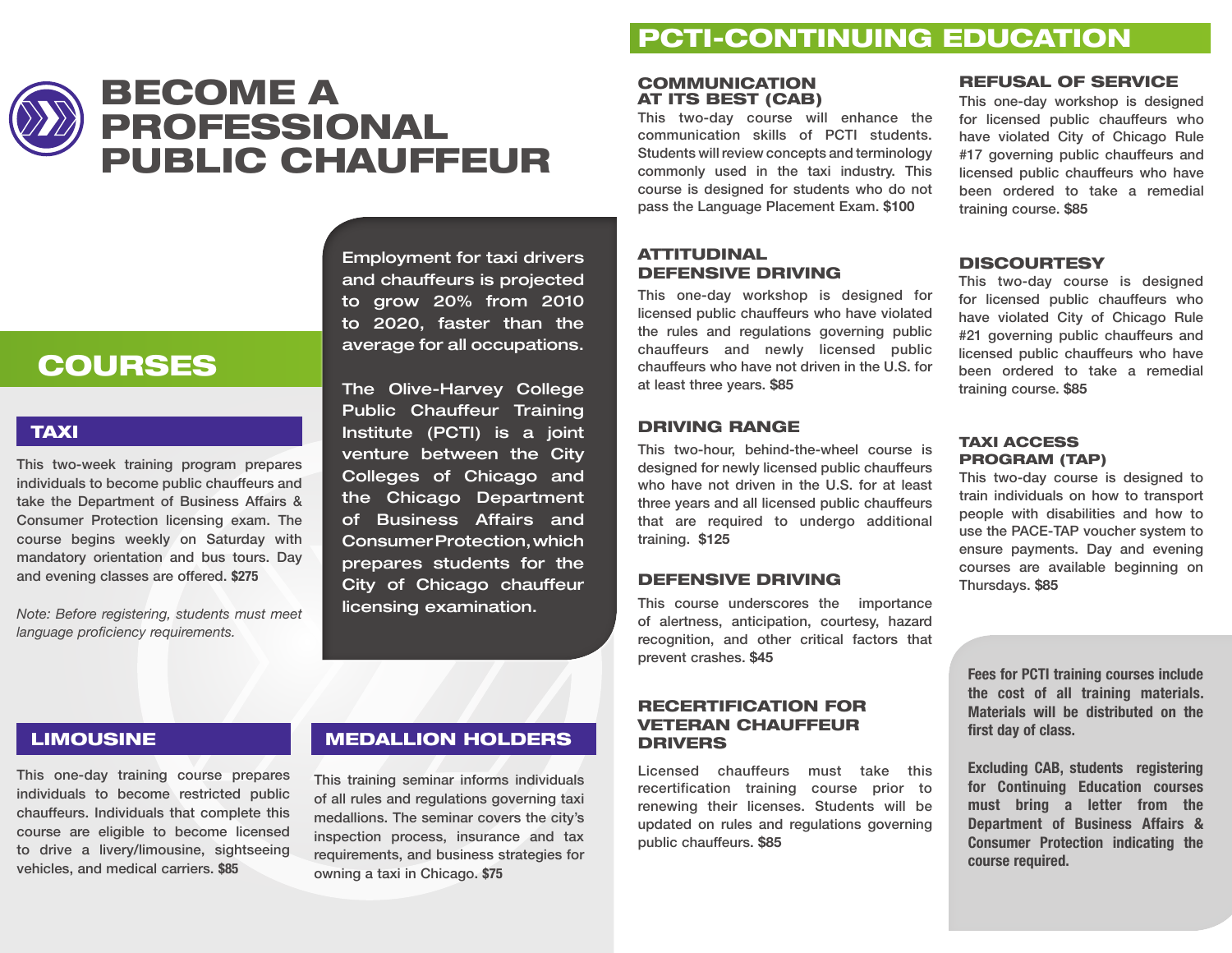# BECOME A PROFESSIONAL PUBLIC CHAUFFEUR

## COURSES

### TAXI

This two-week training program prepares individuals to become public chauffeurs and take the Department of Business Affairs & Consumer Protection licensing exam. The course begins weekly on Saturday with mandatory orientation and bus tours. Day and evening classes are offered. **$275**

*Note: Before registering, students must meet language proficiency requirements.*

Employment for taxi drivers and chauffeurs is projected to grow 20% from 2010 to 2020, faster than the average for all occupations.

The Olive-Harvey College Public Chauffeur Training Institute (PCTI) is a joint venture between the City Colleges of Chicago and the Chicago Department of Business Affairs and Consumer Protection, which prepares students for the City of Chicago chauffeur licensing examination.

### LIMOUSINE

This one-day training course prepares individuals to become restricted public chauffeurs. Individuals that complete this course are eligible to become licensed to drive a livery/limousine, sightseeing vehicles, and medical carriers. **$85**

### MEDALLION HOLDERS

This training seminar informs individuals of all rules and regulations governing taxi medallions. The seminar covers the city's inspection process, insurance and tax requirements, and business strategies for owning a taxi in Chicago. **$75**

## PCTI-CONTINUING EDUCATION

### COMMUNICATION AT ITS BEST (CAB)

This two-day course will enhance the communication skills of PCTI students. Students will review concepts and terminology commonly used in the taxi industry. This course is designed for students who do not pass the Language Placement Exam. **$100**

### ATTITUDINAL DEFENSIVE DRIVING

This one-day workshop is designed for licensed public chauffeurs who have violated the rules and regulations governing public chauffeurs and newly licensed public chauffeurs who have not driven in the U.S. for at least three years. **$85**

### DRIVING RANGE

This two-hour, behind-the-wheel course is designed for newly licensed public chauffeurs who have not driven in the U.S. for at least three years and all licensed public chauffeurs that are required to undergo additional training. **$125**

### DEFENSIVE DRIVING

This course underscores the importance of alertness, anticipation, courtesy, hazard recognition, and other critical factors that prevent crashes. **$45**

### RECERTIFICATION FOR VETERAN CHAUFFEUR DRIVERS

Licensed chauffeurs must take this recertification training course prior to renewing their licenses. Students will be updated on rules and regulations governing public chauffeurs. **$85**

### REFUSAL OF SERVICE

This one-day workshop is designed for licensed public chauffeurs who have violated City of Chicago Rule #17 governing public chauffeurs and licensed public chauffeurs who have been ordered to take a remedial training course. **$85**

### DISCOURTESY

This two-day course is designed for licensed public chauffeurs who have violated City of Chicago Rule #21 governing public chauffeurs and licensed public chauffeurs who have been ordered to take a remedial training course. **$85**

### TAXI ACCESS PROGRAM (TAP)

This two-day course is designed to train individuals on how to transport people with disabilities and how to use the PACE-TAP voucher system to ensure payments. Day and evening courses are available beginning on Thursdays. **$85**

**Fees for PCTI training courses include the cost of all training materials. Materials will be distributed on the first day of class.**

**Excluding CAB, students registering for Continuing Education courses must bring a letter from the Department of Business Affairs & Consumer Protection indicating the course required.**